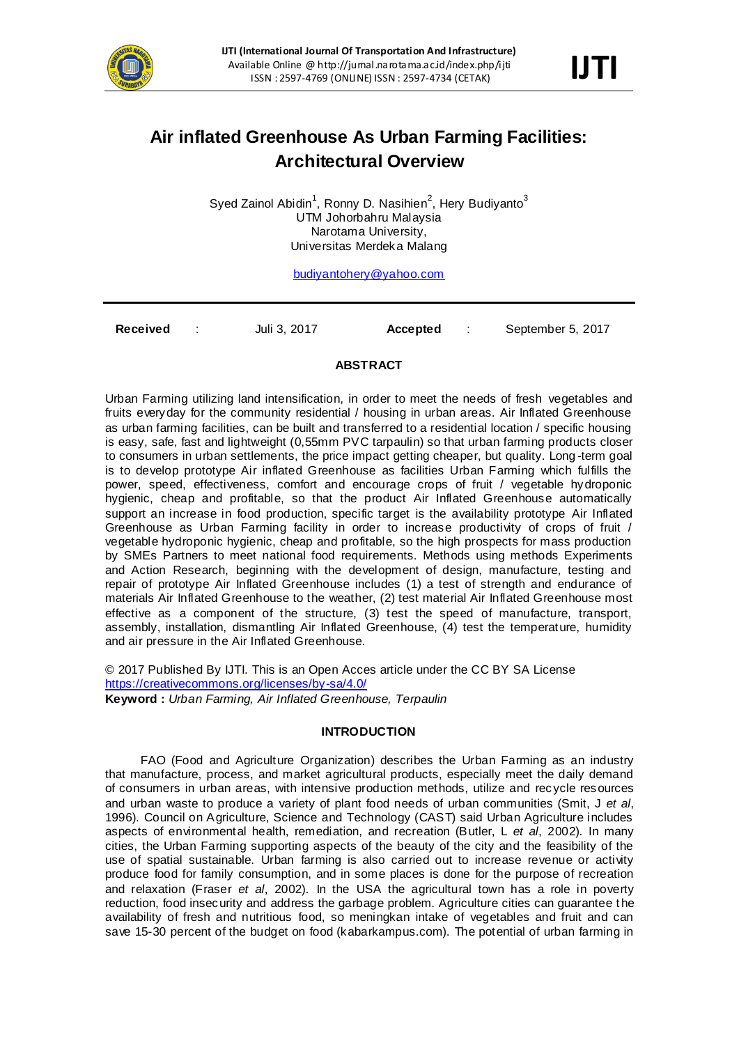# Air inflated Greenhouse As Urban Farming Facilities: Architectural Overview

Syed Zainol Abidin[1], Ronny D. Nasihien[2], Hery Budiyanto[3]
UTM Johorbahru Malaysia
Narotama University,
Universitas Merdeka Malang

budiyantohery@yahoo.com

**Received** : Juli 3, 2017 **Accepted** : September 5, 2017

## ABSTRACT

Urban Farming utilizing land intensification, in order to meet the needs of fresh vegetables and fruits everyday for the community residential / housing in urban areas. Air Inflated Greenhouse as urban farming facilities, can be built and transferred to a residential location / specific housing is easy, safe, fast and lightweight (0,55mm PVC tarpaulin) so that urban farming products closer to consumers in urban settlements, the price impact getting cheaper, but quality. Long-term goal is to develop prototype Air inflated Greenhouse as facilities Urban Farming which fulfills the power, speed, effectiveness, comfort and encourage crops of fruit / vegetable hydroponic hygienic, cheap and profitable, so that the product Air Inflated Greenhouse automatically support an increase in food production, specific target is the availability prototype Air Inflated Greenhouse as Urban Farming facility in order to increase productivity of crops of fruit / vegetable hydroponic hygienic, cheap and profitable, so the high prospects for mass production by SMEs Partners to meet national food requirements. Methods using methods Experiments and Action Research, beginning with the development of design, manufacture, testing and repair of prototype Air Inflated Greenhouse includes (1) a test of strength and endurance of materials Air Inflated Greenhouse to the weather, (2) test material Air Inflated Greenhouse most effective as a component of the structure, (3) test the speed of manufacture, transport, assembly, installation, dismantling Air Inflated Greenhouse, (4) test the temperature, humidity and air pressure in the Air Inflated Greenhouse.

© 2017 Published By IJTI. This is an Open Acces article under the CC BY SA License
https://creativecommons.org/licenses/by-sa/4.0/
**Keyword :** *Urban Farming, Air Inflated Greenhouse, Terpaulin*

## INTRODUCTION

FAO (Food and Agriculture Organization) describes the Urban Farming as an industry that manufacture, process, and market agricultural products, especially meet the daily demand of consumers in urban areas, with intensive production methods, utilize and recycle resources and urban waste to produce a variety of plant food needs of urban communities (Smit, J *et al*, 1996). Council on Agriculture, Science and Technology (CAST) said Urban Agriculture includes aspects of environmental health, remediation, and recreation (Butler, L *et al*, 2002). In many cities, the Urban Farming supporting aspects of the beauty of the city and the feasibility of the use of spatial sustainable. Urban farming is also carried out to increase revenue or activity produce food for family consumption, and in some places is done for the purpose of recreation and relaxation (Fraser *et al*, 2002). In the USA the agricultural town has a role in poverty reduction, food insecurity and address the garbage problem. Agriculture cities can guarantee the availability of fresh and nutritious food, so meningkan intake of vegetables and fruit and can save 15-30 percent of the budget on food (kabarkampus.com). The potential of urban farming in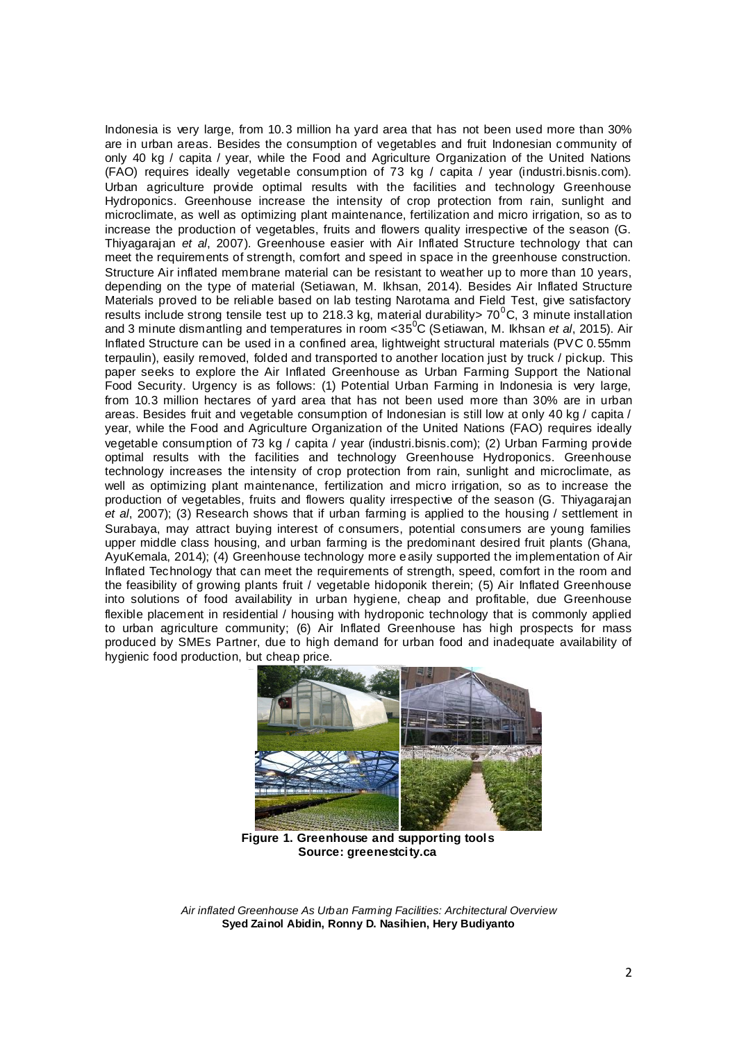Indonesia is very large, from 10.3 million ha yard area that has not been used more than 30% are in urban areas. Besides the consumption of vegetables and fruit Indonesian community of only 40 kg / capita / year, while the Food and Agriculture Organization of the United Nations (FAO) requires ideally vegetable consumption of 73 kg / capita / year (industri.bisnis.com). Urban agriculture provide optimal results with the facilities and technology Greenhouse Hydroponics. Greenhouse increase the intensity of crop protection from rain, sunlight and microclimate, as well as optimizing plant maintenance, fertilization and micro irrigation, so as to increase the production of vegetables, fruits and flowers quality irrespective of the season (G. Thiyagarajan *et al*, 2007). Greenhouse easier with Air Inflated Structure technology that can meet the requirements of strength, comfort and speed in space in the greenhouse construction. Structure Air inflated membrane material can be resistant to weather up to more than 10 years, depending on the type of material (Setiawan, M. Ikhsan, 2014). Besides Air Inflated Structure Materials proved to be reliable based on lab testing Narotama and Field Test, give satisfactory results include strong tensile test up to 218.3 kg, material durability> $70^0$C, 3 minute installation and 3 minute dismantling and temperatures in room <$35^0$C (Setiawan, M. Ikhsan *et al*, 2015). Air Inflated Structure can be used in a confined area, lightweight structural materials (PVC 0.55mm terpaulin), easily removed, folded and transported to another location just by truck / pickup. This paper seeks to explore the Air Inflated Greenhouse as Urban Farming Support the National Food Security. Urgency is as follows: (1) Potential Urban Farming in Indonesia is very large, from 10.3 million hectares of yard area that has not been used more than 30% are in urban areas. Besides fruit and vegetable consumption of Indonesian is still low at only 40 kg / capita / year, while the Food and Agriculture Organization of the United Nations (FAO) requires ideally vegetable consumption of 73 kg / capita / year (industri.bisnis.com); (2) Urban Farming provide optimal results with the facilities and technology Greenhouse Hydroponics. Greenhouse technology increases the intensity of crop protection from rain, sunlight and microclimate, as well as optimizing plant maintenance, fertilization and micro irrigation, so as to increase the production of vegetables, fruits and flowers quality irrespective of the season (G. Thiyagarajan *et al*, 2007); (3) Research shows that if urban farming is applied to the housing / settlement in Surabaya, may attract buying interest of consumers, potential consumers are young families upper middle class housing, and urban farming is the predominant desired fruit plants (Ghana, AyuKemala, 2014); (4) Greenhouse technology more easily supported the implementation of Air Inflated Technology that can meet the requirements of strength, speed, comfort in the room and the feasibility of growing plants fruit / vegetable hidoponik therein; (5) Air Inflated Greenhouse into solutions of food availability in urban hygiene, cheap and profitable, due Greenhouse flexible placement in residential / housing with hydroponic technology that is commonly applied to urban agriculture community; (6) Air Inflated Greenhouse has high prospects for mass produced by SMEs Partner, due to high demand for urban food and inadequate availability of hygienic food production, but cheap price.

**Figure 1. Greenhouse and supporting tools**
**Source: greenestcity.ca**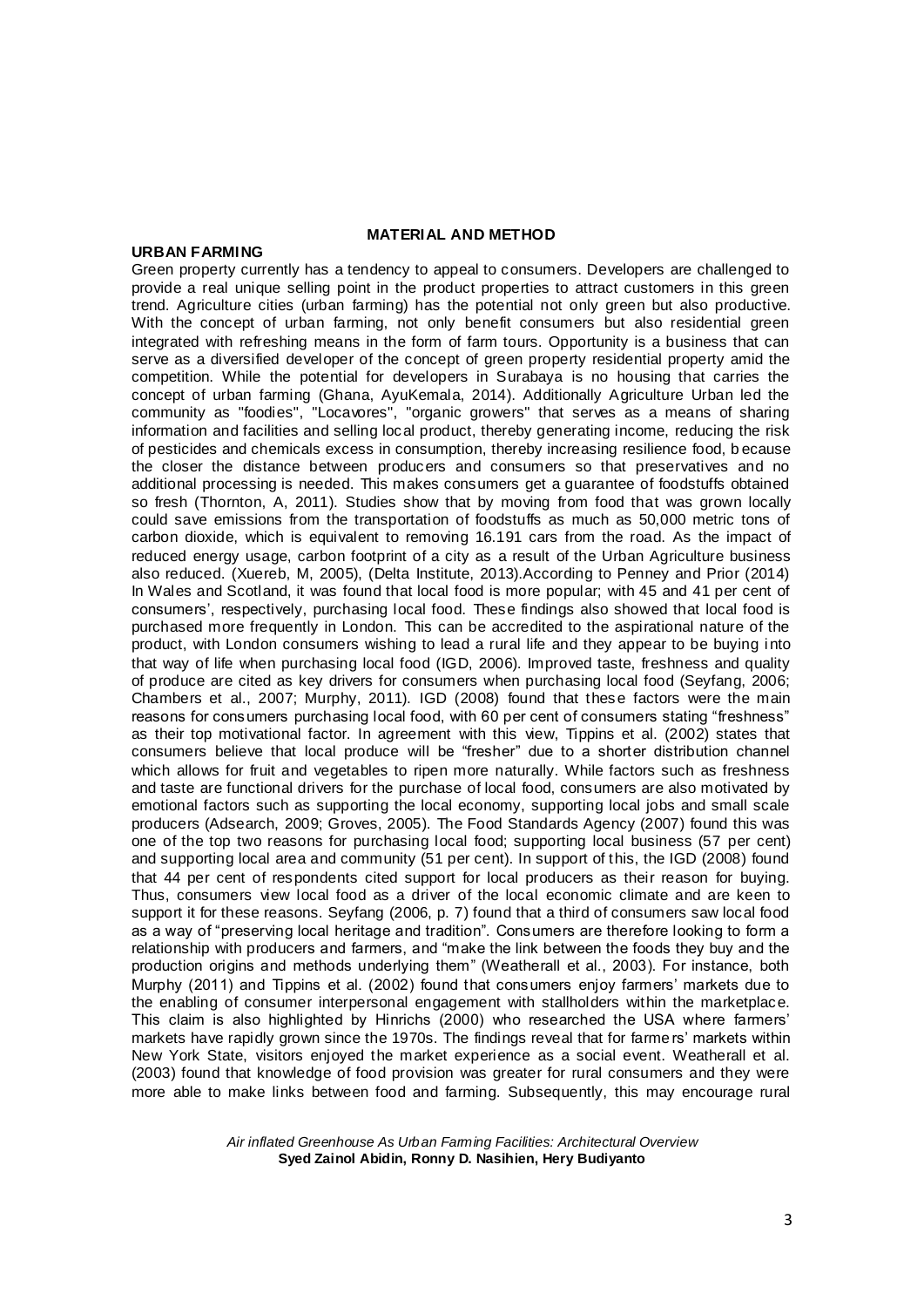## MATERIAL AND METHOD

### URBAN FARMING

Green property currently has a tendency to appeal to consumers. Developers are challenged to provide a real unique selling point in the product properties to attract customers in this green trend. Agriculture cities (urban farming) has the potential not only green but also productive. With the concept of urban farming, not only benefit consumers but also residential green integrated with refreshing means in the form of farm tours. Opportunity is a business that can serve as a diversified developer of the concept of green property residential property amid the competition. While the potential for developers in Surabaya is no housing that carries the concept of urban farming (Ghana, AyuKemala, 2014). Additionally Agriculture Urban led the community as "foodies", "Locavores", "organic growers" that serves as a means of sharing information and facilities and selling local product, thereby generating income, reducing the risk of pesticides and chemicals excess in consumption, thereby increasing resilience food, because the closer the distance between producers and consumers so that preservatives and no additional processing is needed. This makes consumers get a guarantee of foodstuffs obtained so fresh (Thornton, A, 2011). Studies show that by moving from food that was grown locally could save emissions from the transportation of foodstuffs as much as 50,000 metric tons of carbon dioxide, which is equivalent to removing 16.191 cars from the road. As the impact of reduced energy usage, carbon footprint of a city as a result of the Urban Agriculture business also reduced. (Xuereb, M, 2005), (Delta Institute, 2013).According to Penney and Prior (2014) In Wales and Scotland, it was found that local food is more popular; with 45 and 41 per cent of consumers', respectively, purchasing local food. These findings also showed that local food is purchased more frequently in London. This can be accredited to the aspirational nature of the product, with London consumers wishing to lead a rural life and they appear to be buying into that way of life when purchasing local food (IGD, 2006). Improved taste, freshness and quality of produce are cited as key drivers for consumers when purchasing local food (Seyfang, 2006; Chambers et al., 2007; Murphy, 2011). IGD (2008) found that these factors were the main reasons for consumers purchasing local food, with 60 per cent of consumers stating "freshness" as their top motivational factor. In agreement with this view, Tippins et al. (2002) states that consumers believe that local produce will be "fresher" due to a shorter distribution channel which allows for fruit and vegetables to ripen more naturally. While factors such as freshness and taste are functional drivers for the purchase of local food, consumers are also motivated by emotional factors such as supporting the local economy, supporting local jobs and small scale producers (Adsearch, 2009; Groves, 2005). The Food Standards Agency (2007) found this was one of the top two reasons for purchasing local food; supporting local business (57 per cent) and supporting local area and community (51 per cent). In support of this, the IGD (2008) found that 44 per cent of respondents cited support for local producers as their reason for buying. Thus, consumers view local food as a driver of the local economic climate and are keen to support it for these reasons. Seyfang (2006, p. 7) found that a third of consumers saw local food as a way of "preserving local heritage and tradition". Consumers are therefore looking to form a relationship with producers and farmers, and "make the link between the foods they buy and the production origins and methods underlying them" (Weatherall et al., 2003). For instance, both Murphy (2011) and Tippins et al. (2002) found that consumers enjoy farmers' markets due to the enabling of consumer interpersonal engagement with stallholders within the marketplace. This claim is also highlighted by Hinrichs (2000) who researched the USA where farmers' markets have rapidly grown since the 1970s. The findings reveal that for farmers' markets within New York State, visitors enjoyed the market experience as a social event. Weatherall et al. (2003) found that knowledge of food provision was greater for rural consumers and they were more able to make links between food and farming. Subsequently, this may encourage rural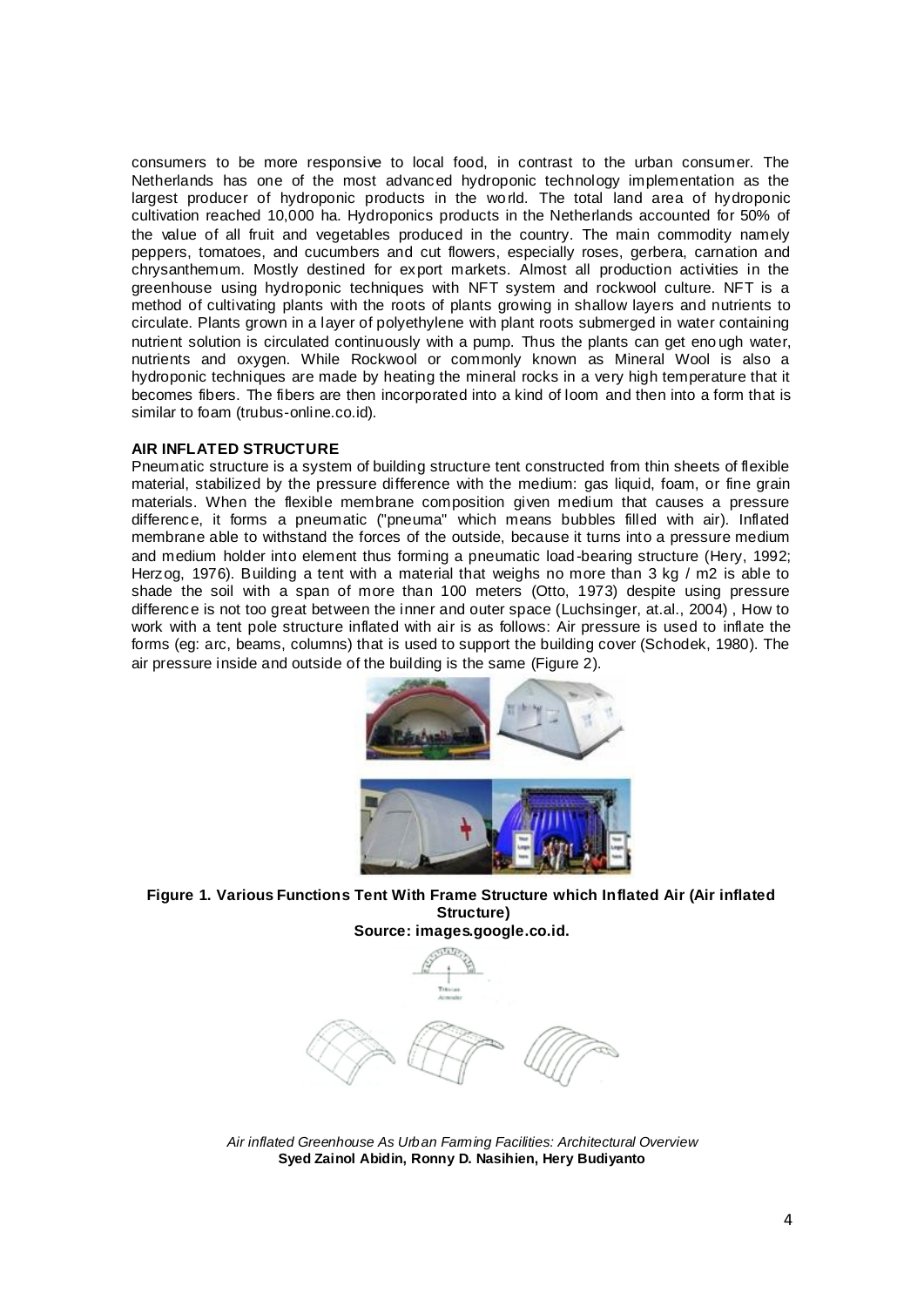consumers to be more responsive to local food, in contrast to the urban consumer. The Netherlands has one of the most advanced hydroponic technology implementation as the largest producer of hydroponic products in the world. The total land area of hydroponic cultivation reached 10,000 ha. Hydroponics products in the Netherlands accounted for 50% of the value of all fruit and vegetables produced in the country. The main commodity namely peppers, tomatoes, and cucumbers and cut flowers, especially roses, gerbera, carnation and chrysanthemum. Mostly destined for export markets. Almost all production activities in the greenhouse using hydroponic techniques with NFT system and rockwool culture. NFT is a method of cultivating plants with the roots of plants growing in shallow layers and nutrients to circulate. Plants grown in a layer of polyethylene with plant roots submerged in water containing nutrient solution is circulated continuously with a pump. Thus the plants can get enough water, nutrients and oxygen. While Rockwool or commonly known as Mineral Wool is also a hydroponic techniques are made by heating the mineral rocks in a very high temperature that it becomes fibers. The fibers are then incorporated into a kind of loom and then into a form that is similar to foam (trubus-online.co.id).

**AIR INFLATED STRUCTURE**

Pneumatic structure is a system of building structure tent constructed from thin sheets of flexible material, stabilized by the pressure difference with the medium: gas liquid, foam, or fine grain materials. When the flexible membrane composition given medium that causes a pressure difference, it forms a pneumatic ("pneuma" which means bubbles filled with air). Inflated membrane able to withstand the forces of the outside, because it turns into a pressure medium and medium holder into element thus forming a pneumatic load-bearing structure (Hery, 1992; Herzog, 1976). Building a tent with a material that weighs no more than 3 kg / m2 is able to shade the soil with a span of more than 100 meters (Otto, 1973) despite using pressure difference is not too great between the inner and outer space (Luchsinger, at.al., 2004) , How to work with a tent pole structure inflated with air is as follows: Air pressure is used to inflate the forms (eg: arc, beams, columns) that is used to support the building cover (Schodek, 1980). The air pressure inside and outside of the building is the same (Figure 2).

**Figure 1. Various Functions Tent With Frame Structure which Inflated Air (Air inflated Structure)**
**Source: images.google.co.id.**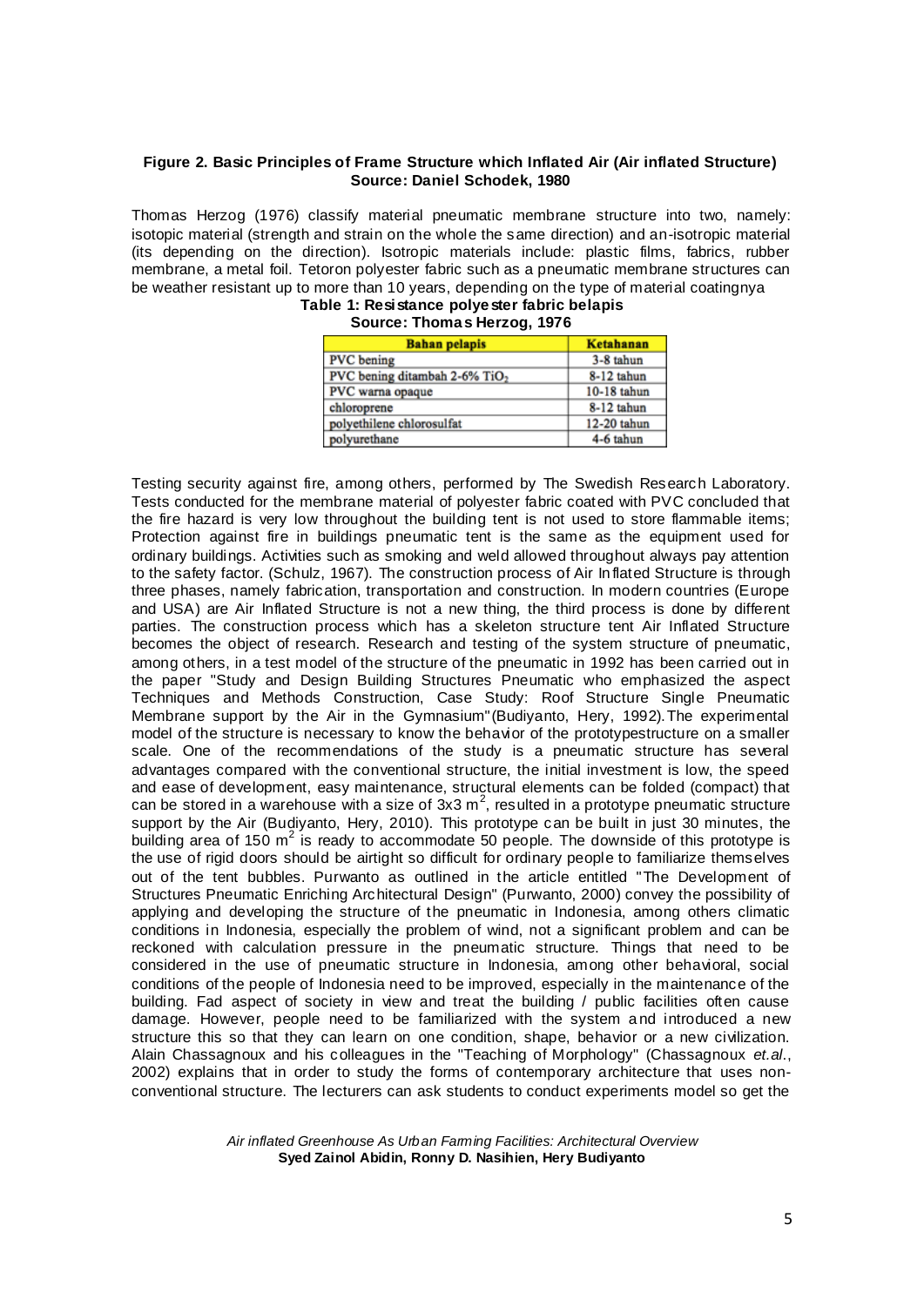**Figure 2. Basic Principles of Frame Structure which Inflated Air (Air inflated Structure)**
**Source: Daniel Schodek, 1980**

Thomas Herzog (1976) classify material pneumatic membrane structure into two, namely: isotopic material (strength and strain on the whole the same direction) and an-isotropic material (its depending on the direction). Isotropic materials include: plastic films, fabrics, rubber membrane, a metal foil. Tetoron polyester fabric such as a pneumatic membrane structures can be weather resistant up to more than 10 years, depending on the type of material coatingnya

**Table 1: Resistance polyester fabric belapis**
**Source: Thomas Herzog, 1976**

| Bahan pelapis | Ketahanan |
|---|---|
| PVC bening | 3-8 tahun |
| PVC bening ditambah 2-6% $TiO_2$ | 8-12 tahun |
| PVC warna opaque | 10-18 tahun |
| chloroprene | 8-12 tahun |
| polyethilene chlorosulfat | 12-20 tahun |
| polyurethane | 4-6 tahun |

Testing security against fire, among others, performed by The Swedish Research Laboratory. Tests conducted for the membrane material of polyester fabric coated with PVC concluded that the fire hazard is very low throughout the building tent is not used to store flammable items; Protection against fire in buildings pneumatic tent is the same as the equipment used for ordinary buildings. Activities such as smoking and weld allowed throughout always pay attention to the safety factor. (Schulz, 1967). The construction process of Air Inflated Structure is through three phases, namely fabrication, transportation and construction. In modern countries (Europe and USA) are Air Inflated Structure is not a new thing, the third process is done by different parties. The construction process which has a skeleton structure tent Air Inflated Structure becomes the object of research. Research and testing of the system structure of pneumatic, among others, in a test model of the structure of the pneumatic in 1992 has been carried out in the paper "Study and Design Building Structures Pneumatic who emphasized the aspect Techniques and Methods Construction, Case Study: Roof Structure Single Pneumatic Membrane support by the Air in the Gymnasium"(Budiyanto, Hery, 1992).The experimental model of the structure is necessary to know the behavior of the prototypestructure on a smaller scale. One of the recommendations of the study is a pneumatic structure has several advantages compared with the conventional structure, the initial investment is low, the speed and ease of development, easy maintenance, structural elements can be folded (compact) that can be stored in a warehouse with a size of 3x3 $m^2$, resulted in a prototype pneumatic structure support by the Air (Budiyanto, Hery, 2010). This prototype can be built in just 30 minutes, the building area of 150 $m^2$ is ready to accommodate 50 people. The downside of this prototype is the use of rigid doors should be airtight so difficult for ordinary people to familiarize themselves out of the tent bubbles. Purwanto as outlined in the article entitled "The Development of Structures Pneumatic Enriching Architectural Design" (Purwanto, 2000) convey the possibility of applying and developing the structure of the pneumatic in Indonesia, among others climatic conditions in Indonesia, especially the problem of wind, not a significant problem and can be reckoned with calculation pressure in the pneumatic structure. Things that need to be considered in the use of pneumatic structure in Indonesia, among other behavioral, social conditions of the people of Indonesia need to be improved, especially in the maintenance of the building. Fad aspect of society in view and treat the building / public facilities often cause damage. However, people need to be familiarized with the system and introduced a new structure this so that they can learn on one condition, shape, behavior or a new civilization. Alain Chassagnoux and his colleagues in the "Teaching of Morphology" (Chassagnoux *et.al.*, 2002) explains that in order to study the forms of contemporary architecture that uses non-conventional structure. The lecturers can ask students to conduct experiments model so get the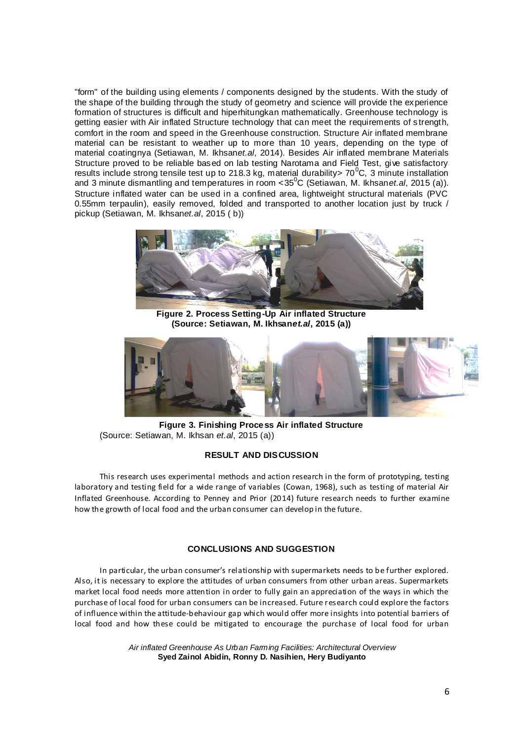"form" of the building using elements / components designed by the students. With the study of the shape of the building through the study of geometry and science will provide the experience formation of structures is difficult and hiperhitungkan mathematically. Greenhouse technology is getting easier with Air inflated Structure technology that can meet the requirements of strength, comfort in the room and speed in the Greenhouse construction. Structure Air inflated membrane material can be resistant to weather up to more than 10 years, depending on the type of material coatingnya (Setiawan, M. Ikhsan*et.al*, 2014). Besides Air inflated membrane Materials Structure proved to be reliable based on lab testing Narotama and Field Test, give satisfactory results include strong tensile test up to 218.3 kg, material durability> $70^0$C, 3 minute installation and 3 minute dismantling and temperatures in room <$35^0$C (Setiawan, M. Ikhsan*et.al*, 2015 (a)). Structure inflated water can be used in a confined area, lightweight structural materials (PVC 0.55mm terpaulin), easily removed, folded and transported to another location just by truck / pickup (Setiawan, M. Ikhsan*et.al*, 2015 ( b))

**Figure 2. Process Setting-Up Air inflated Structure (Source: Setiawan, M. Ikhsan*et.al*, 2015 (a))**

**Figure 3. Finishing Process Air inflated Structure**
(Source: Setiawan, M. Ikhsan *et.al*, 2015 (a))

## RESULT AND DISCUSSION

This research uses experimental methods and action research in the form of prototyping, testing laboratory and testing field for a wide range of variables (Cowan, 1968), such as testing of material Air Inflated Greenhouse. According to Penney and Prior (2014) future research needs to further examine how the growth of local food and the urban consumer can develop in the future.

## CONCLUSIONS AND SUGGESTION

In particular, the urban consumer's relationship with supermarkets needs to be further explored. Also, it is necessary to explore the attitudes of urban consumers from other urban areas. Supermarkets market local food needs more attention in order to fully gain an appreciation of the ways in which the purchase of local food for urban consumers can be increased. Future research could explore the factors of influence within the attitude-behaviour gap which would offer more insights into potential barriers of local food and how these could be mitigated to encourage the purchase of local food for urban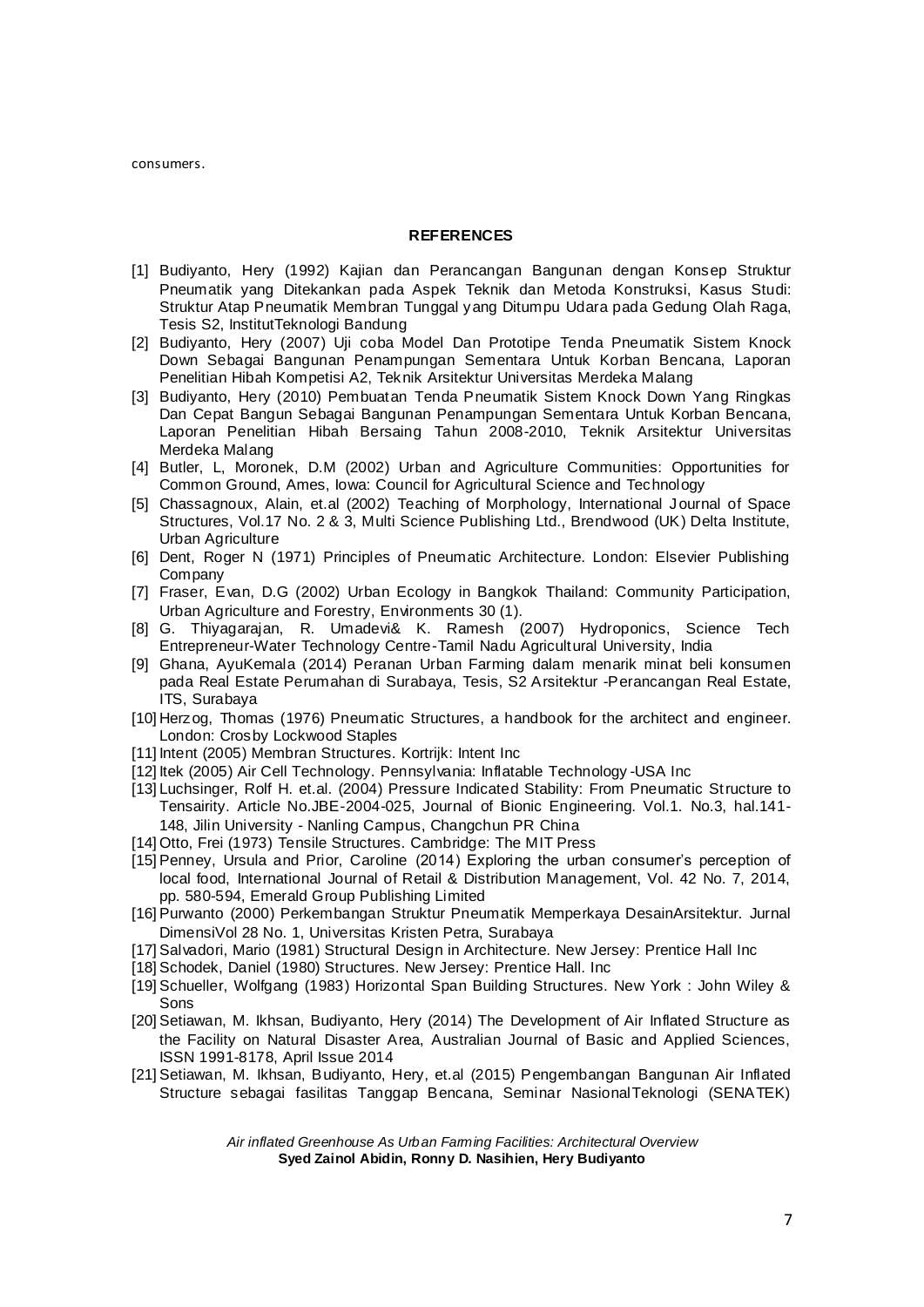consumers.

**REFERENCES**

[1] Budiyanto, Hery (1992) Kajian dan Perancangan Bangunan dengan Konsep Struktur Pneumatik yang Ditekankan pada Aspek Teknik dan Metoda Konstruksi, Kasus Studi: Struktur Atap Pneumatik Membran Tunggal yang Ditumpu Udara pada Gedung Olah Raga, Tesis S2, InstitutTeknologi Bandung

[2] Budiyanto, Hery (2007) Uji coba Model Dan Prototipe Tenda Pneumatik Sistem Knock Down Sebagai Bangunan Penampungan Sementara Untuk Korban Bencana, Laporan Penelitian Hibah Kompetisi A2, Teknik Arsitektur Universitas Merdeka Malang

[3] Budiyanto, Hery (2010) Pembuatan Tenda Pneumatik Sistem Knock Down Yang Ringkas Dan Cepat Bangun Sebagai Bangunan Penampungan Sementara Untuk Korban Bencana, Laporan Penelitian Hibah Bersaing Tahun 2008-2010, Teknik Arsitektur Universitas Merdeka Malang

[4] Butler, L, Moronek, D.M (2002) Urban and Agriculture Communities: Opportunities for Common Ground, Ames, Iowa: Council for Agricultural Science and Technology

[5] Chassagnoux, Alain, et.al (2002) Teaching of Morphology, International Journal of Space Structures, Vol.17 No. 2 & 3, Multi Science Publishing Ltd., Brendwood (UK) Delta Institute, Urban Agriculture

[6] Dent, Roger N (1971) Principles of Pneumatic Architecture. London: Elsevier Publishing Company

[7] Fraser, Evan, D.G (2002) Urban Ecology in Bangkok Thailand: Community Participation, Urban Agriculture and Forestry, Environments 30 (1).

[8] G. Thiyagarajan, R. Umadevi& K. Ramesh (2007) Hydroponics, Science Tech Entrepreneur-Water Technology Centre-Tamil Nadu Agricultural University, India

[9] Ghana, AyuKemala (2014) Peranan Urban Farming dalam menarik minat beli konsumen pada Real Estate Perumahan di Surabaya, Tesis, S2 Arsitektur -Perancangan Real Estate, ITS, Surabaya

[10] Herzog, Thomas (1976) Pneumatic Structures, a handbook for the architect and engineer. London: Crosby Lockwood Staples

[11] Intent (2005) Membran Structures. Kortrijk: Intent Inc

[12] Itek (2005) Air Cell Technology. Pennsylvania: Inflatable Technology-USA Inc

[13] Luchsinger, Rolf H. et.al. (2004) Pressure Indicated Stability: From Pneumatic Structure to Tensairity. Article No.JBE-2004-025, Journal of Bionic Engineering. Vol.1. No.3, hal.141-148, Jilin University - Nanling Campus, Changchun PR China

[14] Otto, Frei (1973) Tensile Structures. Cambridge: The MIT Press

[15] Penney, Ursula and Prior, Caroline (2014) Exploring the urban consumer's perception of local food, International Journal of Retail & Distribution Management, Vol. 42 No. 7, 2014, pp. 580-594, Emerald Group Publishing Limited

[16] Purwanto (2000) Perkembangan Struktur Pneumatik Memperkaya DesainArsitektur. Jurnal DimensiVol 28 No. 1, Universitas Kristen Petra, Surabaya

[17] Salvadori, Mario (1981) Structural Design in Architecture. New Jersey: Prentice Hall Inc

[18] Schodek, Daniel (1980) Structures. New Jersey: Prentice Hall. Inc

[19] Schueller, Wolfgang (1983) Horizontal Span Building Structures. New York : John Wiley & Sons

[20] Setiawan, M. Ikhsan, Budiyanto, Hery (2014) The Development of Air Inflated Structure as the Facility on Natural Disaster Area, Australian Journal of Basic and Applied Sciences, ISSN 1991-8178, April Issue 2014

[21] Setiawan, M. Ikhsan, Budiyanto, Hery, et.al (2015) Pengembangan Bangunan Air Inflated Structure sebagai fasilitas Tanggap Bencana, Seminar NasionalTeknologi (SENATEK)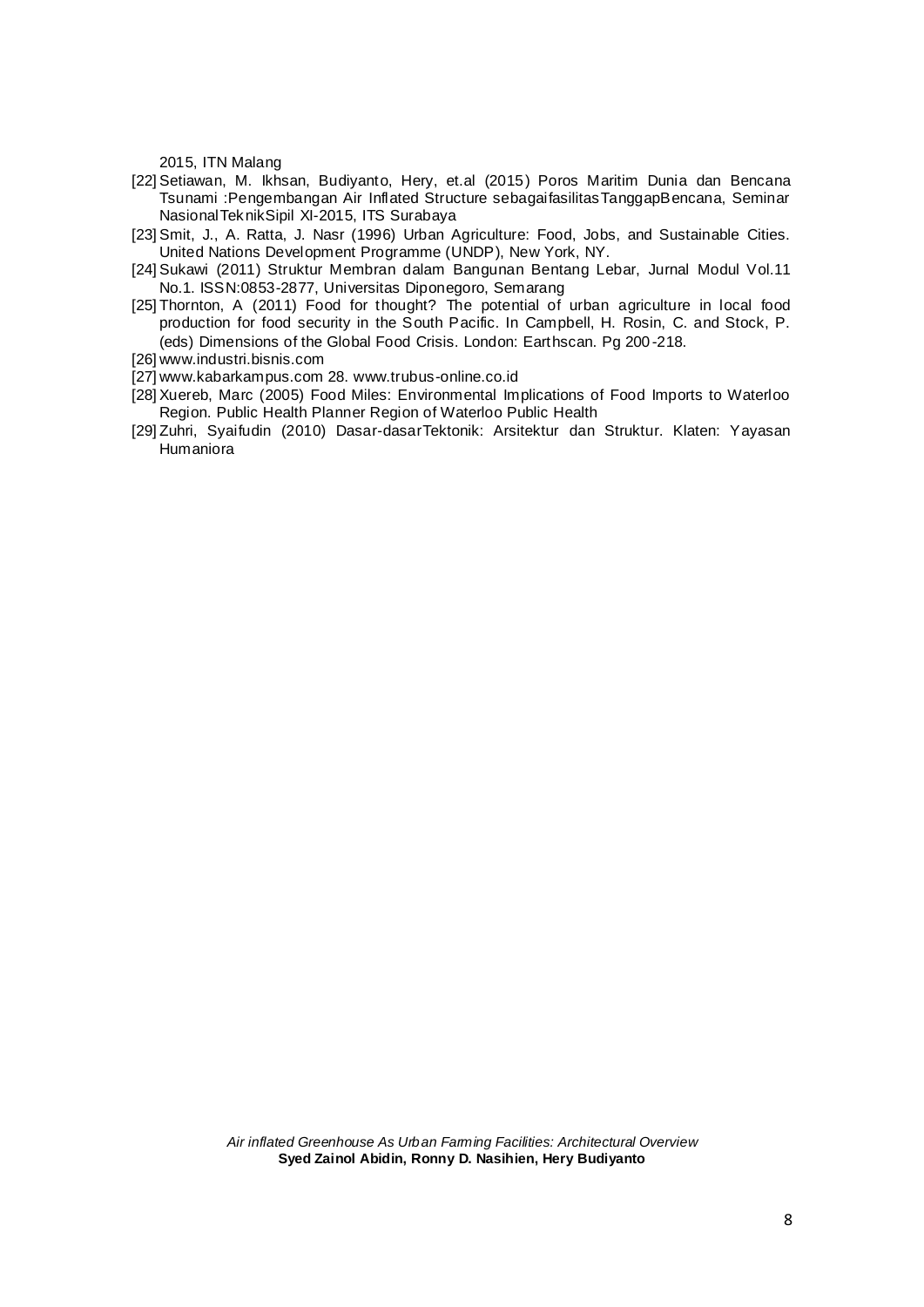2015, ITN Malang

[22] Setiawan, M. Ikhsan, Budiyanto, Hery, et.al (2015) Poros Maritim Dunia dan Bencana Tsunami :Pengembangan Air Inflated Structure sebagaifasilitasTanggapBencana, Seminar NasionalTeknikSipil XI-2015, ITS Surabaya

[23] Smit, J., A. Ratta, J. Nasr (1996) Urban Agriculture: Food, Jobs, and Sustainable Cities. United Nations Development Programme (UNDP), New York, NY.

[24] Sukawi (2011) Struktur Membran dalam Bangunan Bentang Lebar, Jurnal Modul Vol.11 No.1. ISSN:0853-2877, Universitas Diponegoro, Semarang

[25] Thornton, A (2011) Food for thought? The potential of urban agriculture in local food production for food security in the South Pacific. In Campbell, H. Rosin, C. and Stock, P. (eds) Dimensions of the Global Food Crisis. London: Earthscan. Pg 200-218.

[26] www.industri.bisnis.com

[27] www.kabarkampus.com 28. www.trubus-online.co.id

[28] Xuereb, Marc (2005) Food Miles: Environmental Implications of Food Imports to Waterloo Region. Public Health Planner Region of Waterloo Public Health

[29] Zuhri, Syaifudin (2010) Dasar-dasarTektonik: Arsitektur dan Struktur. Klaten: Yayasan Humaniora